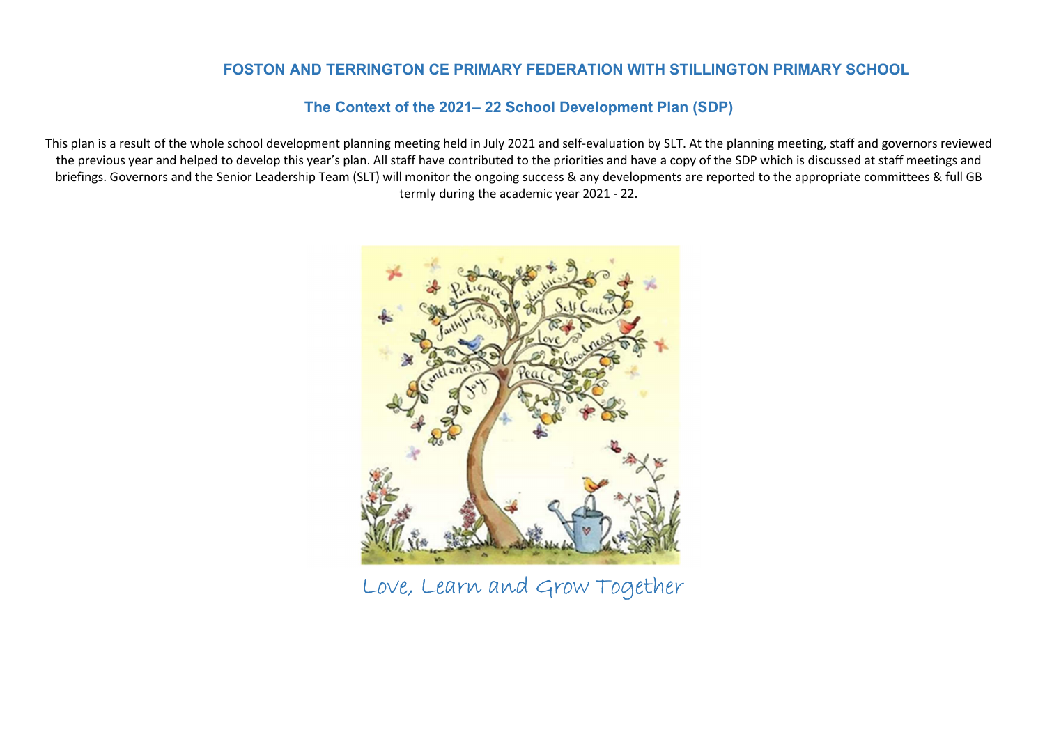# FOSTON AND TERRINGTON CE PRIMARY FEDERATION WITH STILLINGTON PRIMARY SCHOOL

## The Context of the 2021– 22 School Development Plan (SDP)

This plan is a result of the whole school development planning meeting held in July 2021 and self-evaluation by SLT. At the planning meeting, staff and governors reviewed the previous year and helped to develop this year's plan. All staff have contributed to the priorities and have a copy of the SDP which is discussed at staff meetings and briefings. Governors and the Senior Leadership Team (SLT) will monitor the ongoing success & any developments are reported to the appropriate committees & full GB termly during the academic year 2021 - 22.

Love, Learn and Grow Together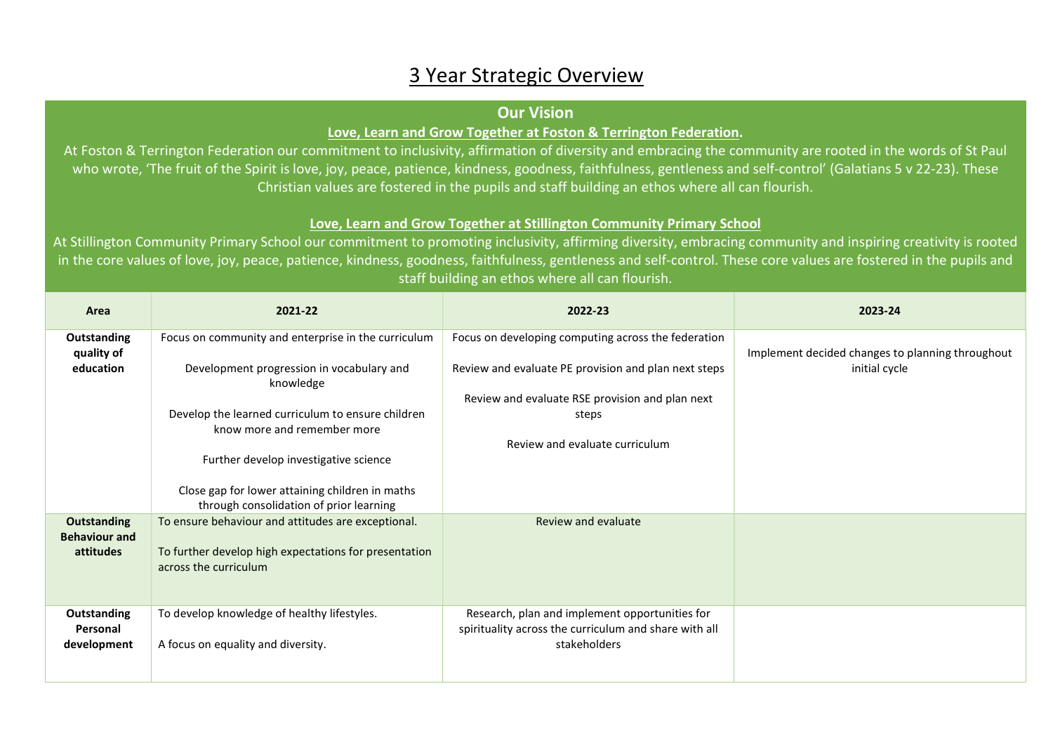# 3 Year Strategic Overview

## Our Vision

**Love, Learn and Grow Together at Foston & Terrington Federation.**

At Foston & Terrington Federation our commitment to inclusivity, affirmation of diversity and embracing the community are rooted in the words of St Paul who wrote, 'The fruit of the Spirit is love, joy, peace, patience, kindness, goodness, faithfulness, gentleness and self-control' (Galatians 5 v 22-23). These Christian values are fostered in the pupils and staff building an ethos where all can flourish.

**Love, Learn and Grow Together at Stillington Community Primary School**

At Stillington Community Primary School our commitment to promoting inclusivity, affirming diversity, embracing community and inspiring creativity is rooted in the core values of love, joy, peace, patience, kindness, goodness, faithfulness, gentleness and self-control. These core values are fostered in the pupils and staff building an ethos where all can flourish.

| Area | 2021-22 | 2022-23 | 2023-24 |
|---|---|---|---|
| **Outstanding quality of education** | Focus on community and enterprise in the curriculum<br><br>Development progression in vocabulary and knowledge<br><br>Develop the learned curriculum to ensure children know more and remember more<br><br>Further develop investigative science<br><br>Close gap for lower attaining children in maths through consolidation of prior learning | Focus on developing computing across the federation<br><br>Review and evaluate PE provision and plan next steps<br><br>Review and evaluate RSE provision and plan next steps<br><br>Review and evaluate curriculum | Implement decided changes to planning throughout initial cycle |
| **Outstanding Behaviour and attitudes** | To ensure behaviour and attitudes are exceptional.<br><br>To further develop high expectations for presentation across the curriculum | Review and evaluate | |
| **Outstanding Personal development** | To develop knowledge of healthy lifestyles.<br><br>A focus on equality and diversity. | Research, plan and implement opportunities for spirituality across the curriculum and share with all stakeholders | |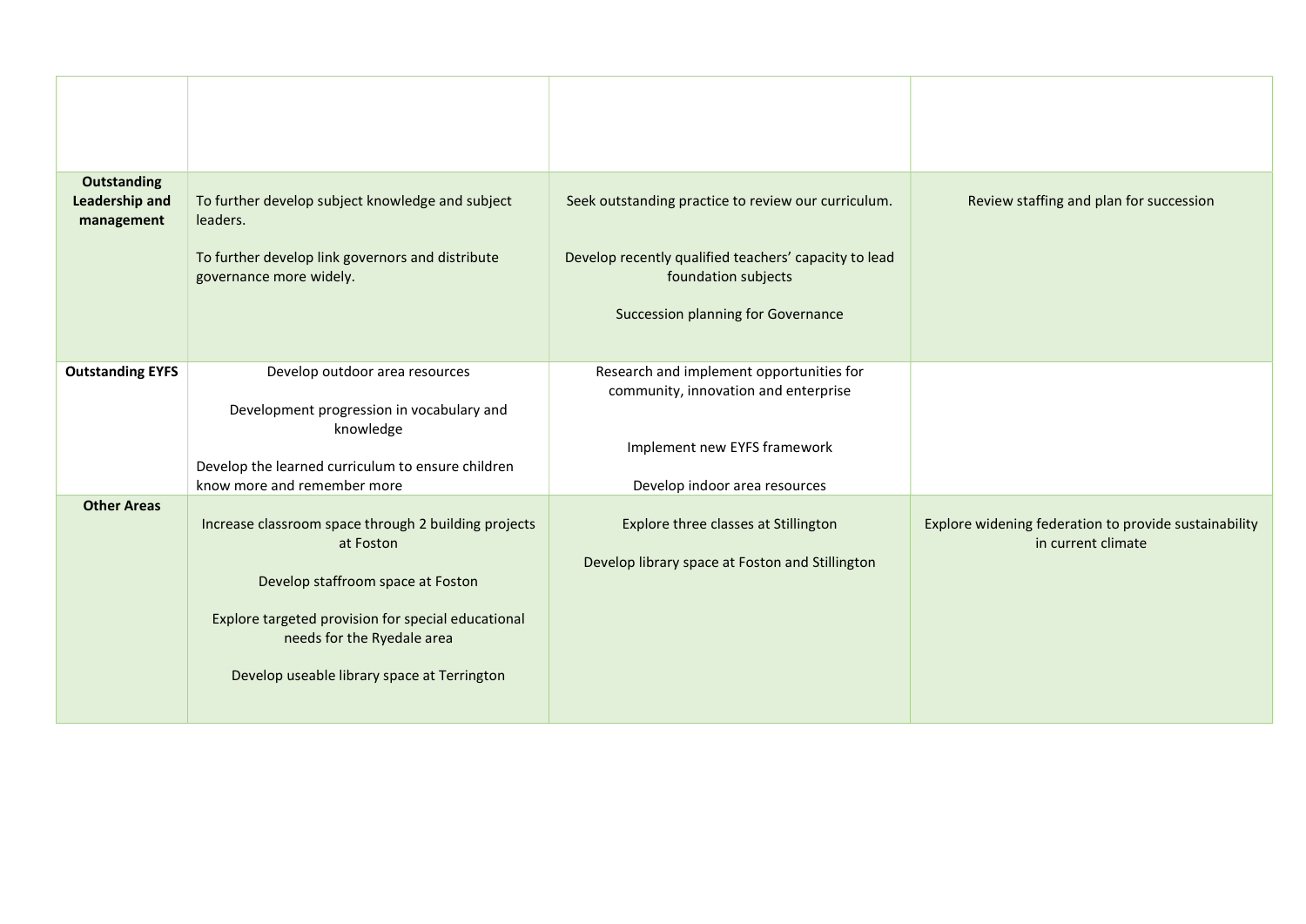| | | | |
|---|---|---|---|
| **Outstanding Leadership and management** | To further develop subject knowledge and subject leaders.<br><br>To further develop link governors and distribute governance more widely. | Seek outstanding practice to review our curriculum.<br><br>Develop recently qualified teachers' capacity to lead foundation subjects<br><br>Succession planning for Governance | Review staffing and plan for succession |
| **Outstanding EYFS** | Develop outdoor area resources<br><br>Development progression in vocabulary and knowledge<br><br>Develop the learned curriculum to ensure children know more and remember more | Research and implement opportunities for community, innovation and enterprise<br><br>Implement new EYFS framework<br><br>Develop indoor area resources | |
| **Other Areas** | Increase classroom space through 2 building projects at Foston<br><br>Develop staffroom space at Foston<br><br>Explore targeted provision for special educational needs for the Ryedale area<br><br>Develop useable library space at Terrington | Explore three classes at Stillington<br><br>Develop library space at Foston and Stillington | Explore widening federation to provide sustainability in current climate |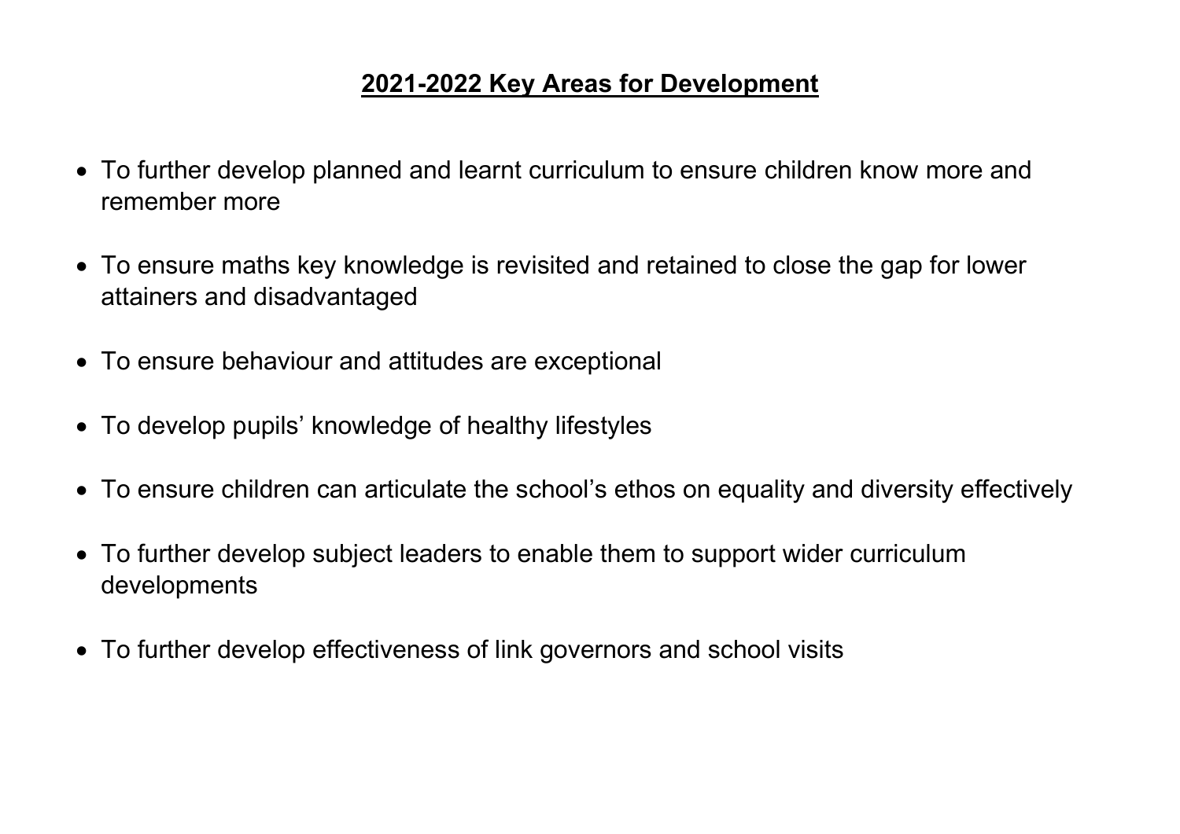## **2021-2022 Key Areas for Development**

- To further develop planned and learnt curriculum to ensure children know more and remember more
- To ensure maths key knowledge is revisited and retained to close the gap for lower attainers and disadvantaged
- To ensure behaviour and attitudes are exceptional
- To develop pupils' knowledge of healthy lifestyles
- To ensure children can articulate the school's ethos on equality and diversity effectively
- To further develop subject leaders to enable them to support wider curriculum developments
- To further develop effectiveness of link governors and school visits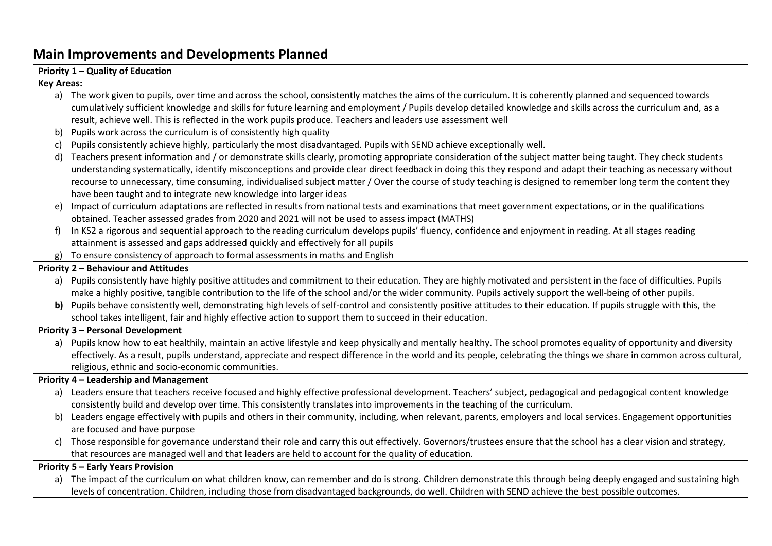## Main Improvements and Developments Planned

**Priority 1 – Quality of Education**

**Key Areas:**

a) The work given to pupils, over time and across the school, consistently matches the aims of the curriculum. It is coherently planned and sequenced towards cumulatively sufficient knowledge and skills for future learning and employment / Pupils develop detailed knowledge and skills across the curriculum and, as a result, achieve well. This is reflected in the work pupils produce. Teachers and leaders use assessment well

b) Pupils work across the curriculum is of consistently high quality

c) Pupils consistently achieve highly, particularly the most disadvantaged. Pupils with SEND achieve exceptionally well.

d) Teachers present information and / or demonstrate skills clearly, promoting appropriate consideration of the subject matter being taught. They check students understanding systematically, identify misconceptions and provide clear direct feedback in doing this they respond and adapt their teaching as necessary without recourse to unnecessary, time consuming, individualised subject matter / Over the course of study teaching is designed to remember long term the content they have been taught and to integrate new knowledge into larger ideas

e) Impact of curriculum adaptations are reflected in results from national tests and examinations that meet government expectations, or in the qualifications obtained. Teacher assessed grades from 2020 and 2021 will not be used to assess impact (MATHS)

f) In KS2 a rigorous and sequential approach to the reading curriculum develops pupils' fluency, confidence and enjoyment in reading. At all stages reading attainment is assessed and gaps addressed quickly and effectively for all pupils

g) To ensure consistency of approach to formal assessments in maths and English

**Priority 2 – Behaviour and Attitudes**

a) Pupils consistently have highly positive attitudes and commitment to their education. They are highly motivated and persistent in the face of difficulties. Pupils make a highly positive, tangible contribution to the life of the school and/or the wider community. Pupils actively support the well-being of other pupils.

**b)** Pupils behave consistently well, demonstrating high levels of self-control and consistently positive attitudes to their education. If pupils struggle with this, the school takes intelligent, fair and highly effective action to support them to succeed in their education.

**Priority 3 – Personal Development**

a) Pupils know how to eat healthily, maintain an active lifestyle and keep physically and mentally healthy. The school promotes equality of opportunity and diversity effectively. As a result, pupils understand, appreciate and respect difference in the world and its people, celebrating the things we share in common across cultural, religious, ethnic and socio-economic communities.

**Priority 4 – Leadership and Management**

a) Leaders ensure that teachers receive focused and highly effective professional development. Teachers' subject, pedagogical and pedagogical content knowledge consistently build and develop over time. This consistently translates into improvements in the teaching of the curriculum.

b) Leaders engage effectively with pupils and others in their community, including, when relevant, parents, employers and local services. Engagement opportunities are focused and have purpose

c) Those responsible for governance understand their role and carry this out effectively. Governors/trustees ensure that the school has a clear vision and strategy, that resources are managed well and that leaders are held to account for the quality of education.

**Priority 5 – Early Years Provision**

a) The impact of the curriculum on what children know, can remember and do is strong. Children demonstrate this through being deeply engaged and sustaining high levels of concentration. Children, including those from disadvantaged backgrounds, do well. Children with SEND achieve the best possible outcomes.